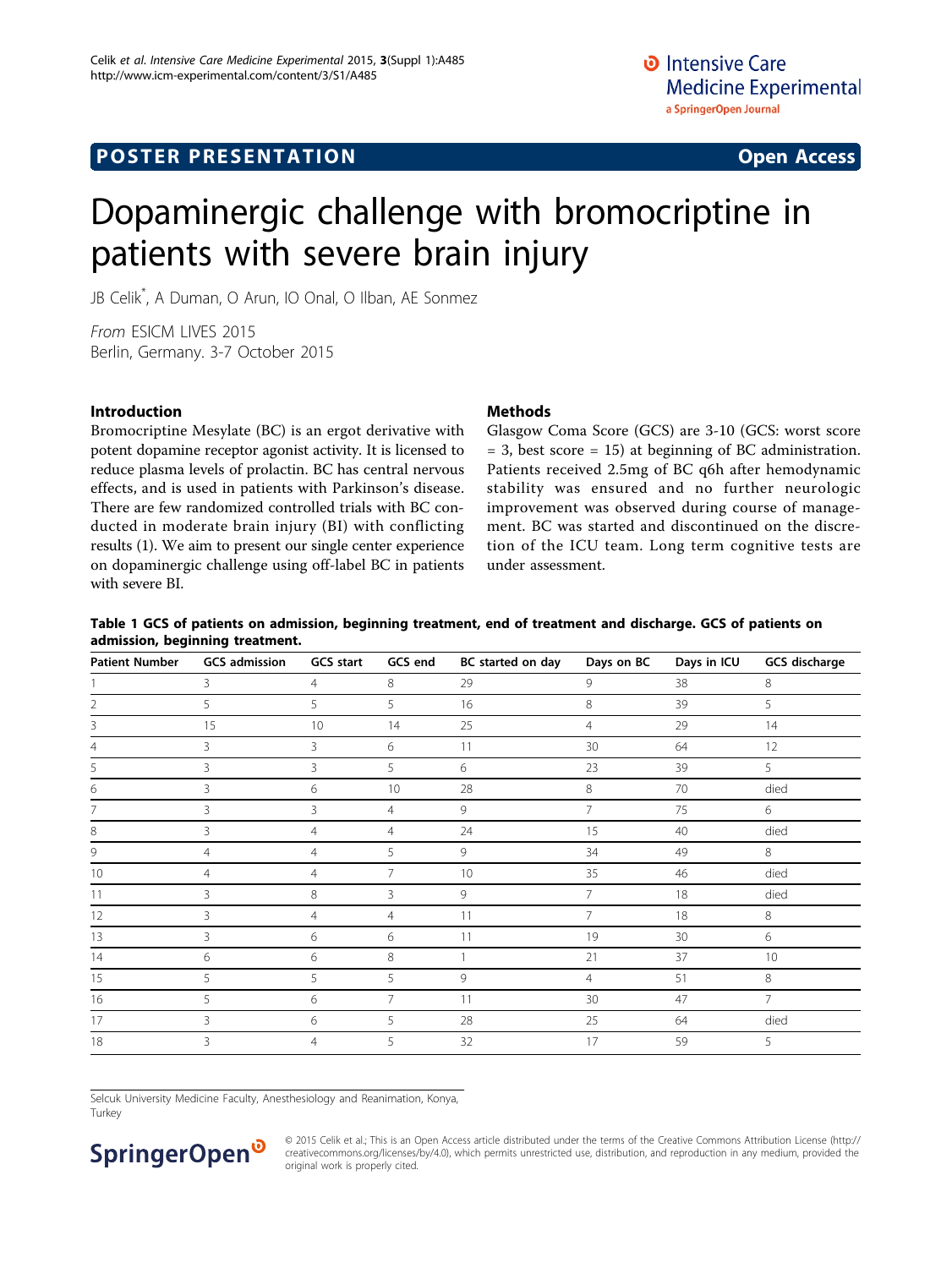POSTER PRESENTATION — Open Access

# Dopaminergic challenge with bromocriptine in patients with severe brain injury

JB Celik*, A Duman, O Arun, IO Onal, O Ilban, AE Sonmez

*From* ESICM LIVES 2015
Berlin, Germany. 3-7 October 2015

## Introduction

Bromocriptine Mesylate (BC) is an ergot derivative with potent dopamine receptor agonist activity. It is licensed to reduce plasma levels of prolactin. BC has central nervous effects, and is used in patients with Parkinson's disease. There are few randomized controlled trials with BC conducted in moderate brain injury (BI) with conflicting results (1). We aim to present our single center experience on dopaminergic challenge using off-label BC in patients with severe BI.

## Methods

Glasgow Coma Score (GCS) are 3-10 (GCS: worst score = 3, best score = 15) at beginning of BC administration. Patients received 2.5mg of BC q6h after hemodynamic stability was ensured and no further neurologic improvement was observed during course of management. BC was started and discontinued on the discretion of the ICU team. Long term cognitive tests are under assessment.

**Table 1 GCS of patients on admission, beginning treatment, end of treatment and discharge. GCS of patients on admission, beginning treatment.**

| Patient Number | GCS admission | GCS start | GCS end | BC started on day | Days on BC | Days in ICU | GCS discharge |
|---|---|---|---|---|---|---|---|
| 1 | 3 | 4 | 8 | 29 | 9 | 38 | 8 |
| 2 | 5 | 5 | 5 | 16 | 8 | 39 | 5 |
| 3 | 15 | 10 | 14 | 25 | 4 | 29 | 14 |
| 4 | 3 | 3 | 6 | 11 | 30 | 64 | 12 |
| 5 | 3 | 3 | 5 | 6 | 23 | 39 | 5 |
| 6 | 3 | 6 | 10 | 28 | 8 | 70 | died |
| 7 | 3 | 3 | 4 | 9 | 7 | 75 | 6 |
| 8 | 3 | 4 | 4 | 24 | 15 | 40 | died |
| 9 | 4 | 4 | 5 | 9 | 34 | 49 | 8 |
| 10 | 4 | 4 | 7 | 10 | 35 | 46 | died |
| 11 | 3 | 8 | 3 | 9 | 7 | 18 | died |
| 12 | 3 | 4 | 4 | 11 | 7 | 18 | 8 |
| 13 | 3 | 6 | 6 | 11 | 19 | 30 | 6 |
| 14 | 6 | 6 | 8 | 1 | 21 | 37 | 10 |
| 15 | 5 | 5 | 5 | 9 | 4 | 51 | 8 |
| 16 | 5 | 6 | 7 | 11 | 30 | 47 | 7 |
| 17 | 3 | 6 | 5 | 28 | 25 | 64 | died |
| 18 | 3 | 4 | 5 | 32 | 17 | 59 | 5 |

Selcuk University Medicine Faculty, Anesthesiology and Reanimation, Konya, Turkey

© 2015 Celik et al.; This is an Open Access article distributed under the terms of the Creative Commons Attribution License (http://creativecommons.org/licenses/by/4.0), which permits unrestricted use, distribution, and reproduction in any medium, provided the original work is properly cited.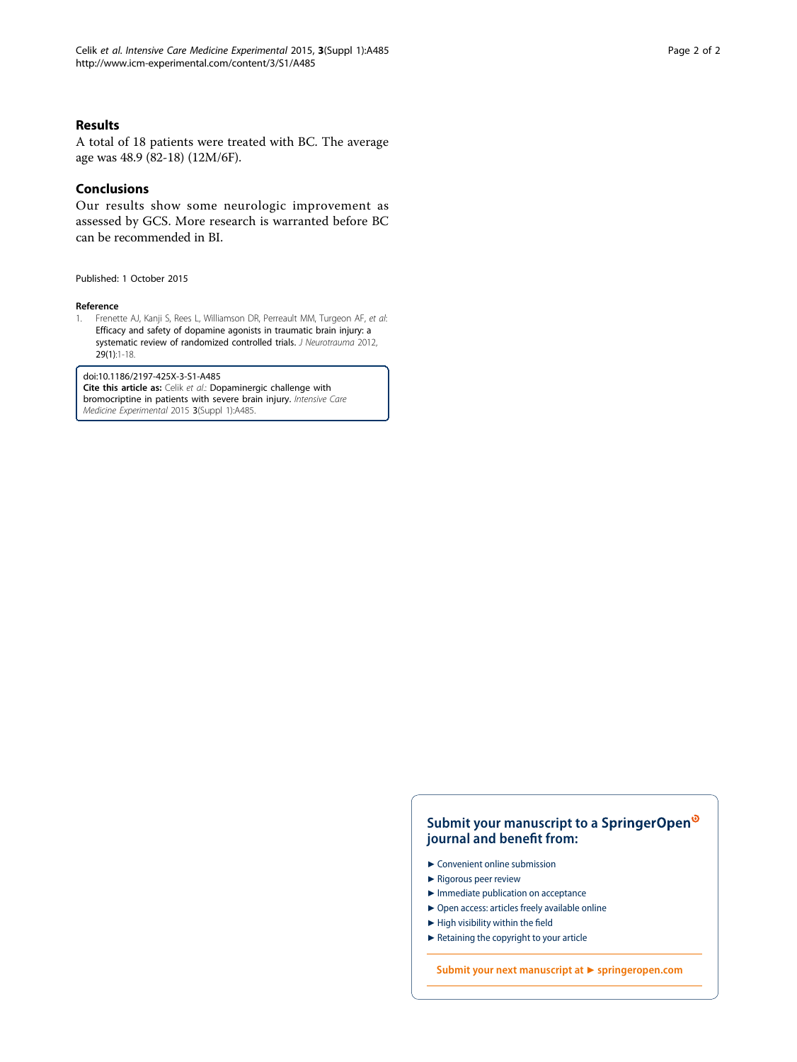## Results

A total of 18 patients were treated with BC. The average age was 48.9 (82-18) (12M/6F).

## Conclusions

Our results show some neurologic improvement as assessed by GCS. More research is warranted before BC can be recommended in BI.

Published: 1 October 2015

### Reference

1. Frenette AJ, Kanji S, Rees L, Williamson DR, Perreault MM, Turgeon AF, *et al*: Efficacy and safety of dopamine agonists in traumatic brain injury: a systematic review of randomized controlled trials. *J Neurotrauma* 2012, **29(1)**:1-18.

doi:10.1186/2197-425X-3-S1-A485
**Cite this article as:** Celik *et al.*: Dopaminergic challenge with bromocriptine in patients with severe brain injury. *Intensive Care Medicine Experimental* 2015 **3**(Suppl 1):A485.

**Submit your manuscript to a SpringerOpen journal and benefit from:**

- ► Convenient online submission
- ► Rigorous peer review
- ► Immediate publication on acceptance
- ► Open access: articles freely available online
- ► High visibility within the field
- ► Retaining the copyright to your article

**Submit your next manuscript at ► springeropen.com**